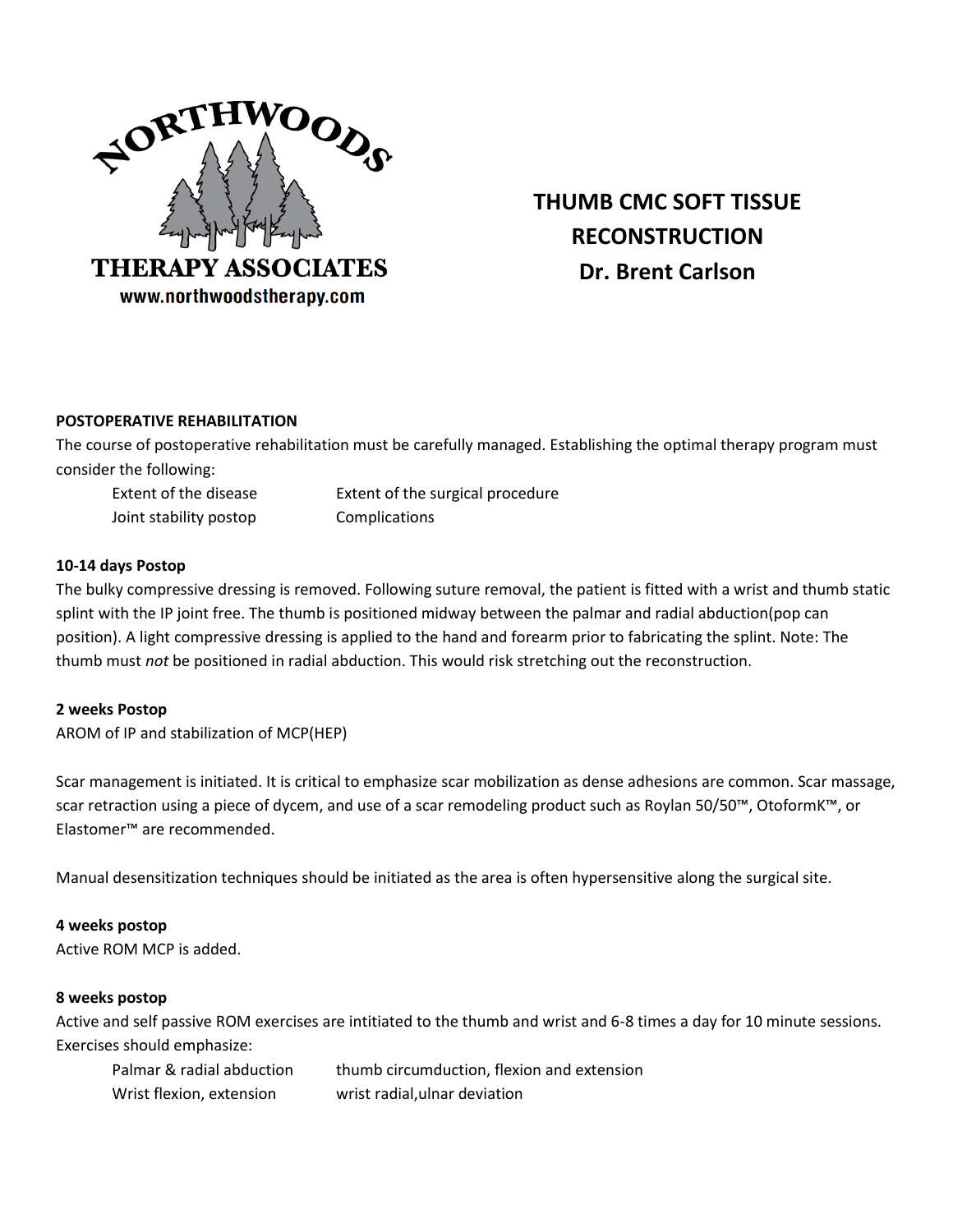NORTHWOODS THERAPY ASSOCIATES
www.northwoodstherapy.com

# THUMB CMC SOFT TISSUE RECONSTRUCTION
## Dr. Brent Carlson

**POSTOPERATIVE REHABILITATION**

The course of postoperative rehabilitation must be carefully managed. Establishing the optimal therapy program must consider the following:

- Extent of the disease
- Extent of the surgical procedure
- Joint stability postop
- Complications

**10-14 days Postop**

The bulky compressive dressing is removed. Following suture removal, the patient is fitted with a wrist and thumb static splint with the IP joint free. The thumb is positioned midway between the palmar and radial abduction(pop can position). A light compressive dressing is applied to the hand and forearm prior to fabricating the splint. Note: The thumb must *not* be positioned in radial abduction. This would risk stretching out the reconstruction.

**2 weeks Postop**

AROM of IP and stabilization of MCP(HEP)

Scar management is initiated. It is critical to emphasize scar mobilization as dense adhesions are common. Scar massage, scar retraction using a piece of dycem, and use of a scar remodeling product such as Roylan 50/50™, OtoformK™, or Elastomer™ are recommended.

Manual desensitization techniques should be initiated as the area is often hypersensitive along the surgical site.

**4 weeks postop**

Active ROM MCP is added.

**8 weeks postop**

Active and self passive ROM exercises are intitiated to the thumb and wrist and 6-8 times a day for 10 minute sessions. Exercises should emphasize:

- Palmar & radial abduction
- thumb circumduction, flexion and extension
- Wrist flexion, extension
- wrist radial,ulnar deviation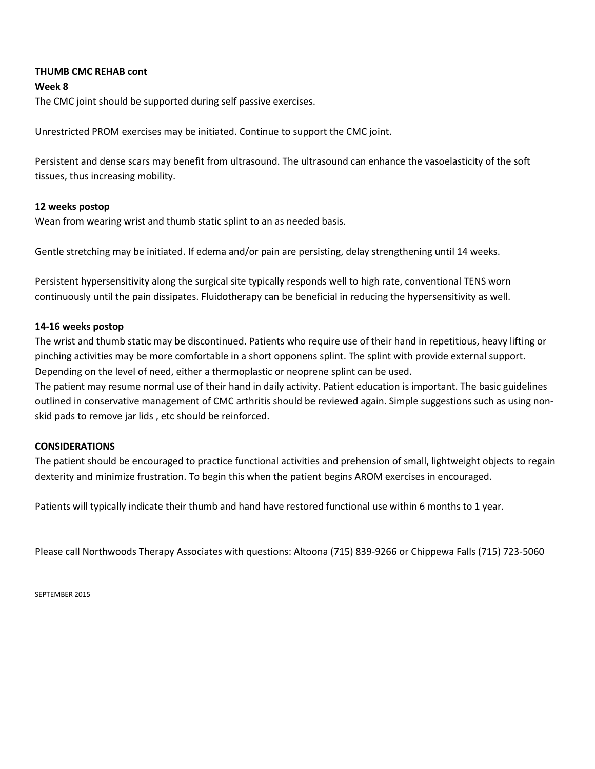**THUMB CMC REHAB cont**

**Week 8**

The CMC joint should be supported during self passive exercises.

Unrestricted PROM exercises may be initiated. Continue to support the CMC joint.

Persistent and dense scars may benefit from ultrasound. The ultrasound can enhance the vasoelasticity of the soft tissues, thus increasing mobility.

**12 weeks postop**

Wean from wearing wrist and thumb static splint to an as needed basis.

Gentle stretching may be initiated. If edema and/or pain are persisting, delay strengthening until 14 weeks.

Persistent hypersensitivity along the surgical site typically responds well to high rate, conventional TENS worn continuously until the pain dissipates. Fluidotherapy can be beneficial in reducing the hypersensitivity as well.

**14-16 weeks postop**

The wrist and thumb static may be discontinued. Patients who require use of their hand in repetitious, heavy lifting or pinching activities may be more comfortable in a short opponens splint. The splint with provide external support. Depending on the level of need, either a thermoplastic or neoprene splint can be used.

The patient may resume normal use of their hand in daily activity. Patient education is important. The basic guidelines outlined in conservative management of CMC arthritis should be reviewed again. Simple suggestions such as using non-skid pads to remove jar lids , etc should be reinforced.

**CONSIDERATIONS**

The patient should be encouraged to practice functional activities and prehension of small, lightweight objects to regain dexterity and minimize frustration. To begin this when the patient begins AROM exercises in encouraged.

Patients will typically indicate their thumb and hand have restored functional use within 6 months to 1 year.

Please call Northwoods Therapy Associates with questions: Altoona (715) 839-9266 or Chippewa Falls (715) 723-5060

SEPTEMBER 2015